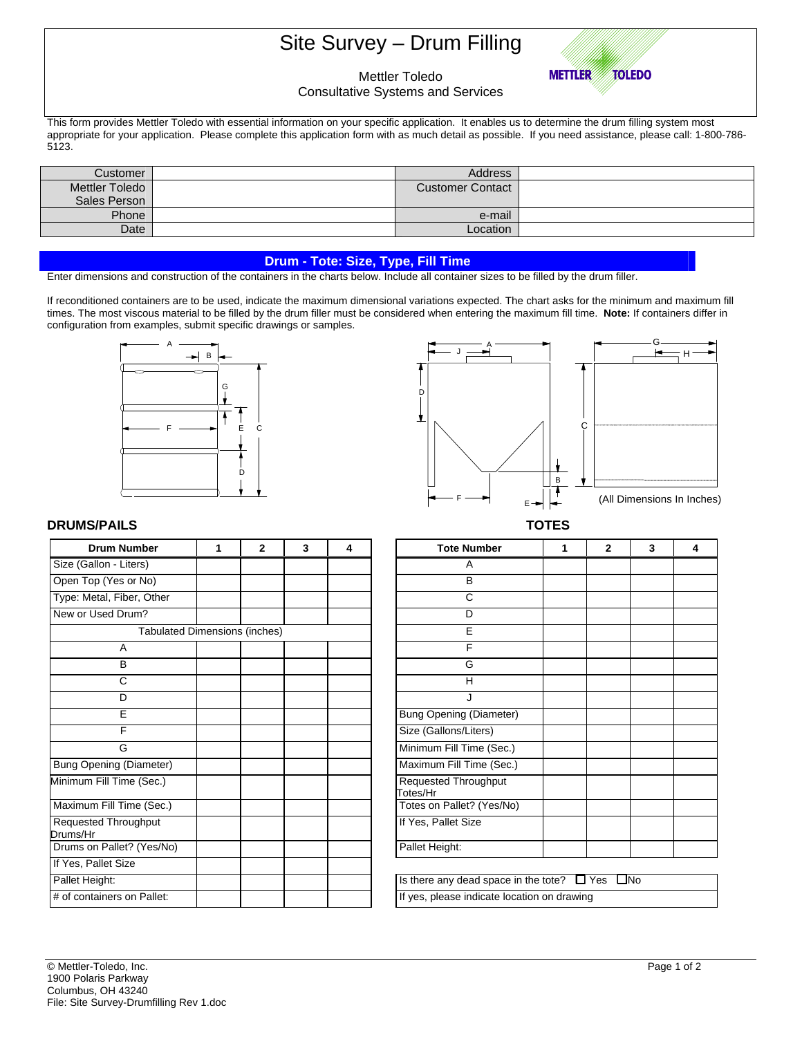# Site Survey – Drum Filling

Mettler Toledo
Consultative Systems and Services

This form provides Mettler Toledo with essential information on your specific application. It enables us to determine the drum filling system most appropriate for your application. Please complete this application form with as much detail as possible. If you need assistance, please call: 1-800-786-5123.

| Customer | | Address | |
|---|---|---|---|
| Mettler Toledo Sales Person | | Customer Contact | |
| Phone | | e-mail | |
| Date | | Location | |

## Drum - Tote: Size, Type, Fill Time

Enter dimensions and construction of the containers in the charts below. Include all container sizes to be filled by the drum filler.

If reconditioned containers are to be used, indicate the maximum dimensional variations expected. The chart asks for the minimum and maximum fill times. The most viscous material to be filled by the drum filler must be considered when entering the maximum fill time. **Note:** If containers differ in configuration from examples, submit specific drawings or samples.

(All Dimensions In Inches)

### DRUMS/PAILS

| Drum Number | 1 | 2 | 3 | 4 |
|---|---|---|---|---|
| Size (Gallon - Liters) | | | | |
| Open Top (Yes or No) | | | | |
| Type: Metal, Fiber, Other | | | | |
| New or Used Drum? | | | | |
| Tabulated Dimensions (inches) | | | | |
| A | | | | |
| B | | | | |
| C | | | | |
| D | | | | |
| E | | | | |
| F | | | | |
| G | | | | |
| Bung Opening (Diameter) | | | | |
| Minimum Fill Time (Sec.) | | | | |
| Maximum Fill Time (Sec.) | | | | |
| Requested Throughput Drums/Hr | | | | |
| Drums on Pallet? (Yes/No) | | | | |
| If Yes, Pallet Size | | | | |
| Pallet Height: | | | | |
| # of containers on Pallet: | | | | |

### TOTES

| Tote Number | 1 | 2 | 3 | 4 |
|---|---|---|---|---|
| A | | | | |
| B | | | | |
| C | | | | |
| D | | | | |
| E | | | | |
| F | | | | |
| G | | | | |
| H | | | | |
| J | | | | |
| Bung Opening (Diameter) | | | | |
| Size (Gallons/Liters) | | | | |
| Minimum Fill Time (Sec.) | | | | |
| Maximum Fill Time (Sec.) | | | | |
| Requested Throughput Totes/Hr | | | | |
| Totes on Pallet? (Yes/No) | | | | |
| If Yes, Pallet Size | | | | |
| Pallet Height: | | | | |

Is there any dead space in the tote? ☐ Yes ☐ No

If yes, please indicate location on drawing

© Mettler-Toledo, Inc.
1900 Polaris Parkway
Columbus, OH 43240
File: Site Survey-Drumfilling Rev 1.doc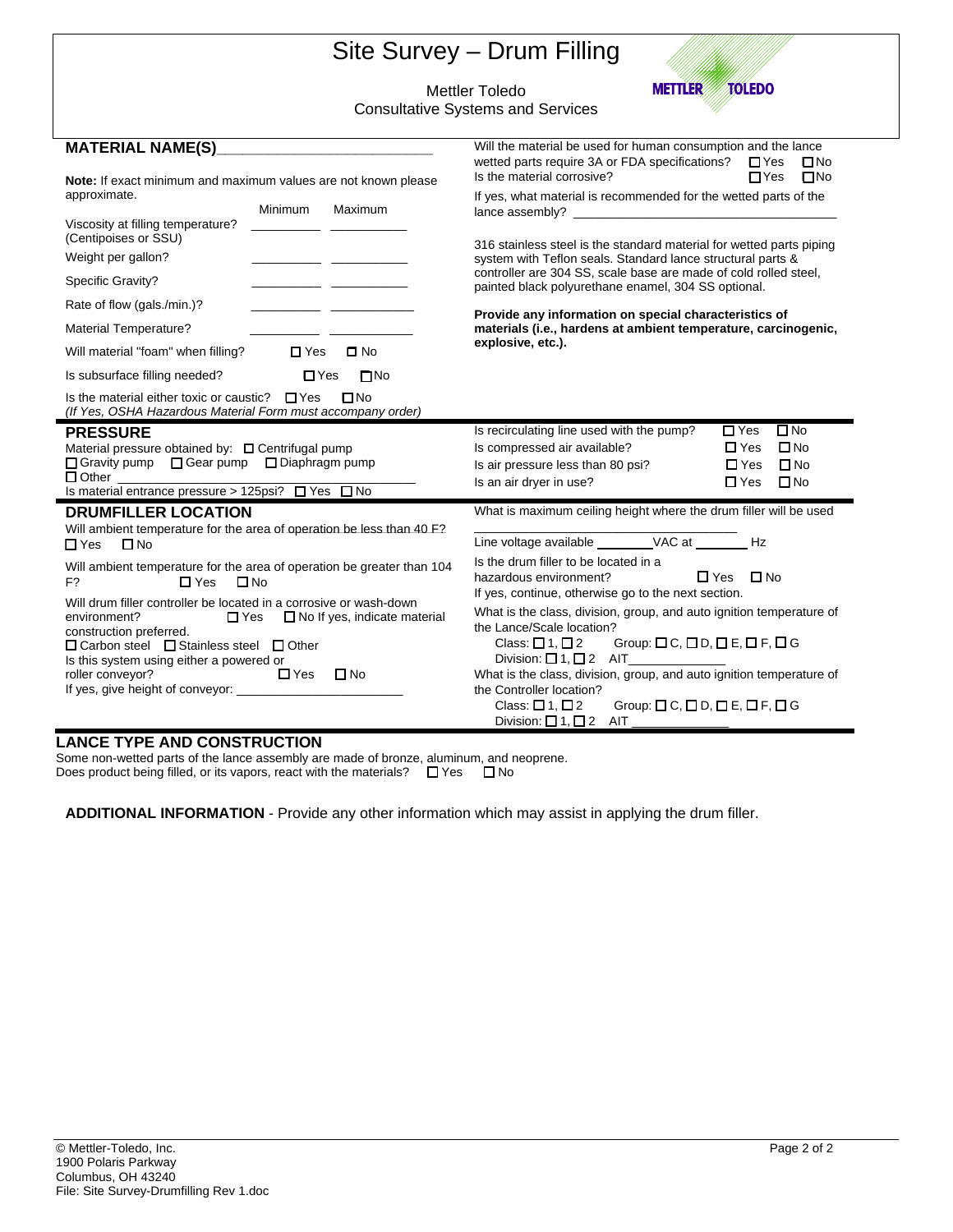# Site Survey – Drum Filling

Mettler Toledo
Consultative Systems and Services

METTLER TOLEDO

## MATERIAL NAME(S)_______________________

**Note:** If exact minimum and maximum values are not known please approximate.

| | Minimum | Maximum |
|---|---|---|
| Viscosity at filling temperature? (Centipoises or SSU) | ________ | ________ |
| Weight per gallon? | ________ | ________ |
| Specific Gravity? | ________ | ________ |
| Rate of flow (gals./min.)? | ________ | ________ |
| Material Temperature? | ________ | ________ |

Will material "foam" when filling? ☐ Yes ☐ No

Is subsurface filling needed? ☐ Yes ☐ No

Is the material either toxic or caustic? ☐ Yes ☐ No
*(If Yes, OSHA Hazardous Material Form must accompany order)*

Will the material be used for human consumption and the lance wetted parts require 3A or FDA specifications? ☐ Yes ☐ No

Is the material corrosive? ☐ Yes ☐ No

If yes, what material is recommended for the wetted parts of the lance assembly? ________________________

316 stainless steel is the standard material for wetted parts piping system with Teflon seals. Standard lance structural parts & controller are 304 SS, scale base are made of cold rolled steel, painted black polyurethane enamel, 304 SS optional.

**Provide any information on special characteristics of materials (i.e., hardens at ambient temperature, carcinogenic, explosive, etc.).**

## PRESSURE

Material pressure obtained by: ☐ Centrifugal pump
☐ Gravity pump ☐ Gear pump ☐ Diaphragm pump
☐ Other ________________________

Is material entrance pressure > 125psi? ☐ Yes ☐ No

Is recirculating line used with the pump? ☐ Yes ☐ No

Is compressed air available? ☐ Yes ☐ No

Is air pressure less than 80 psi? ☐ Yes ☐ No

Is an air dryer in use? ☐ Yes ☐ No

## DRUMFILLER LOCATION

Will ambient temperature for the area of operation be less than 40 F?
☐ Yes ☐ No

Will ambient temperature for the area of operation be greater than 104 F? ☐ Yes ☐ No

Will drum filler controller be located in a corrosive or wash-down environment? ☐ Yes ☐ No If yes, indicate material construction preferred.
☐ Carbon steel ☐ Stainless steel ☐ Other

Is this system using either a powered or roller conveyor? ☐ Yes ☐ No

If yes, give height of conveyor: ________________________

What is maximum ceiling height where the drum filler will be used
________________________

Line voltage available ________VAC at ________ Hz

Is the drum filler to be located in a hazardous environment? ☐ Yes ☐ No
If yes, continue, otherwise go to the next section.

What is the class, division, group, and auto ignition temperature of the Lance/Scale location?
Class: ☐ 1, ☐ 2 Group: ☐ C, ☐ D, ☐ E, ☐ F, ☐ G
Division: ☐ 1, ☐ 2 AIT____________

What is the class, division, group, and auto ignition temperature of the Controller location?
Class: ☐ 1, ☐ 2 Group: ☐ C, ☐ D, ☐ E, ☐ F, ☐ G
Division: ☐ 1, ☐ 2 AIT ____________

## LANCE TYPE AND CONSTRUCTION

Some non-wetted parts of the lance assembly are made of bronze, aluminum, and neoprene.
Does product being filled, or its vapors, react with the materials? ☐ Yes ☐ No

**ADDITIONAL INFORMATION** - Provide any other information which may assist in applying the drum filler.

© Mettler-Toledo, Inc.
1900 Polaris Parkway
Columbus, OH 43240
File: Site Survey-Drumfilling Rev 1.doc